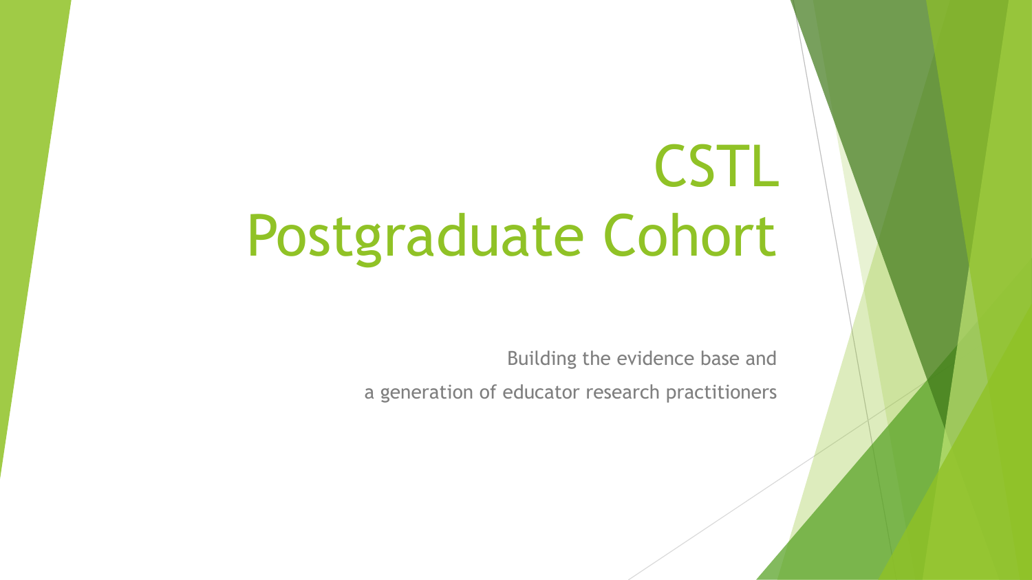# CSTL
# Postgraduate Cohort

Building the evidence base and

a generation of educator research practitioners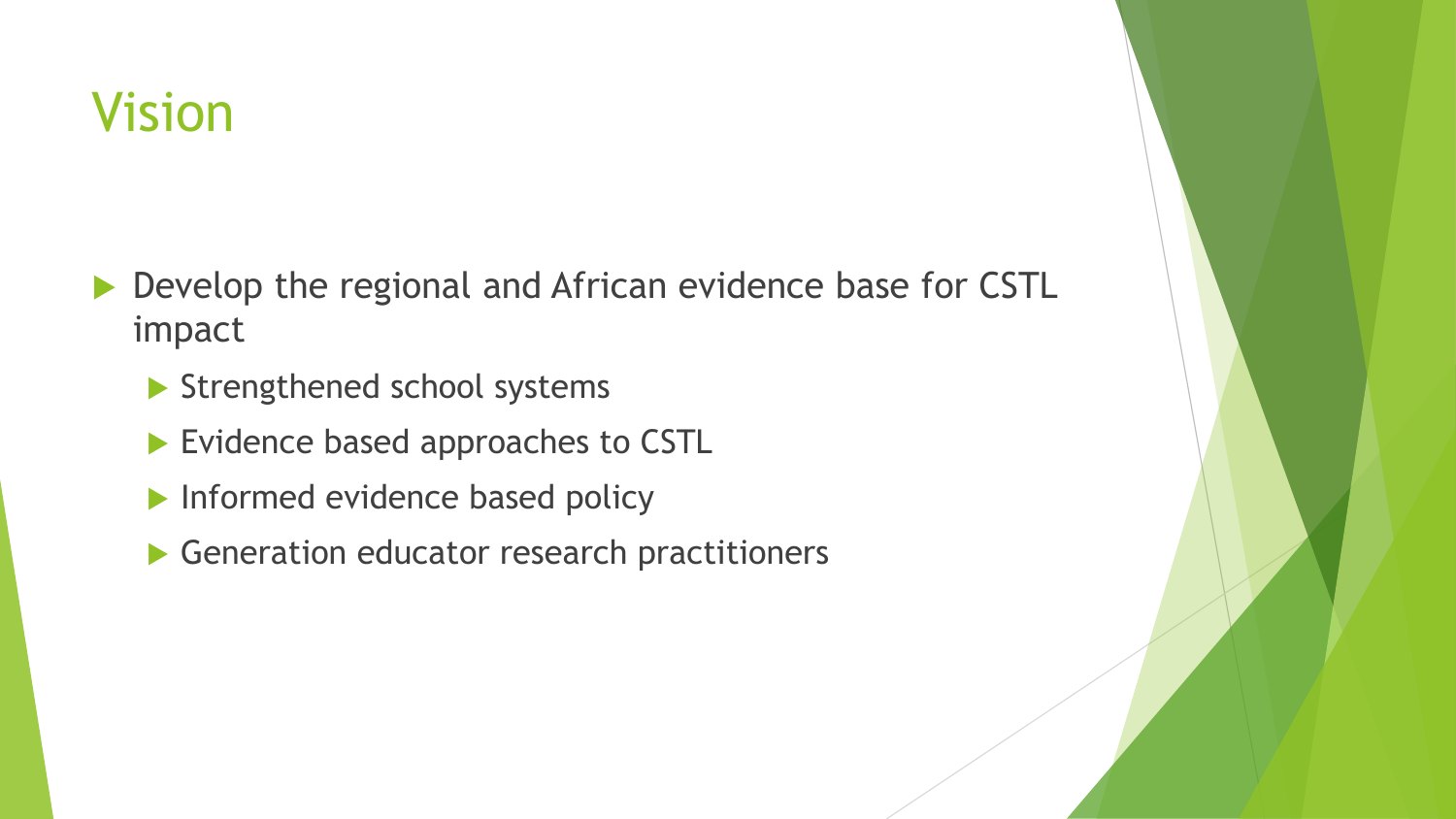# Vision

- Develop the regional and African evidence base for CSTL impact
  - Strengthened school systems
  - Evidence based approaches to CSTL
  - Informed evidence based policy
  - Generation educator research practitioners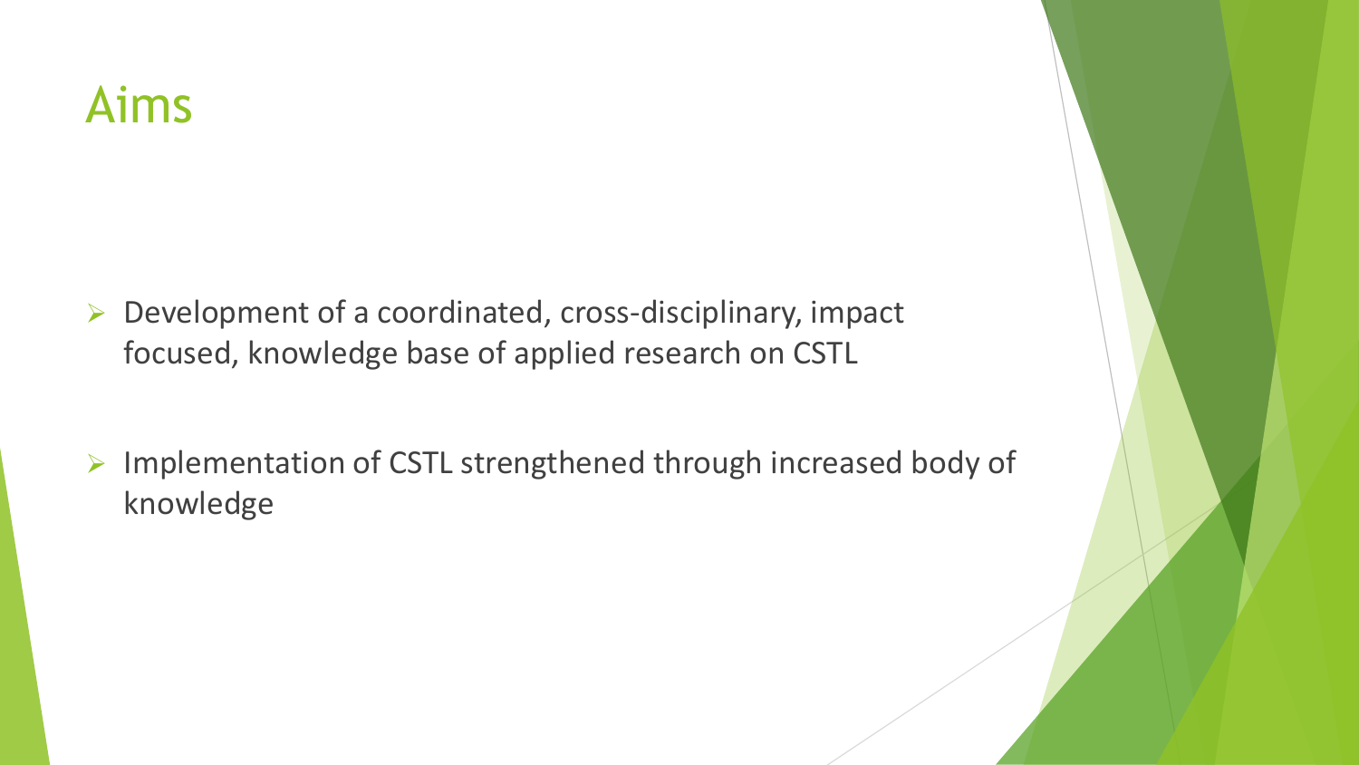# Aims

- Development of a coordinated, cross-disciplinary, impact focused, knowledge base of applied research on CSTL

- Implementation of CSTL strengthened through increased body of knowledge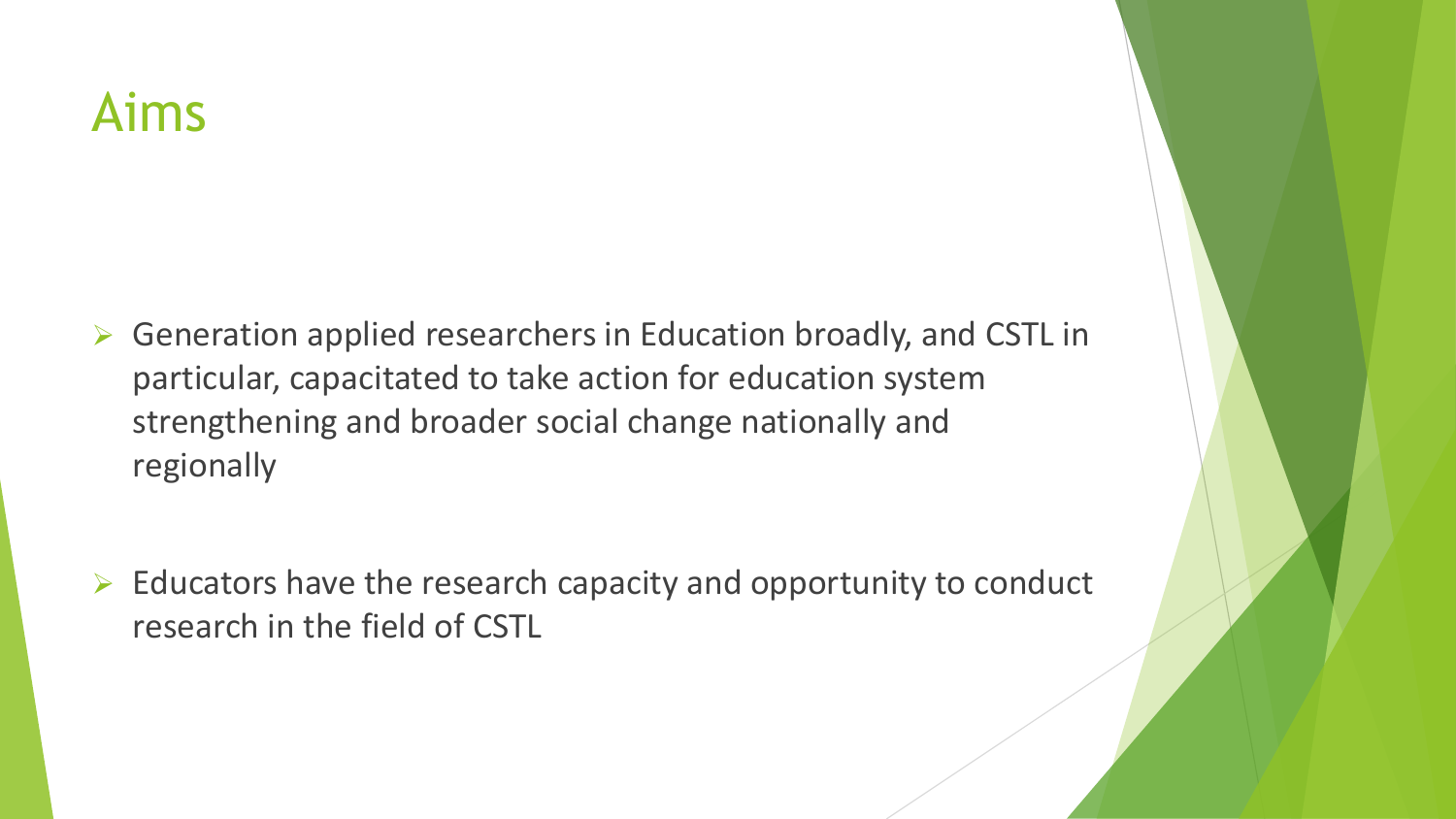# Aims

- Generation applied researchers in Education broadly, and CSTL in particular, capacitated to take action for education system strengthening and broader social change nationally and regionally

- Educators have the research capacity and opportunity to conduct research in the field of CSTL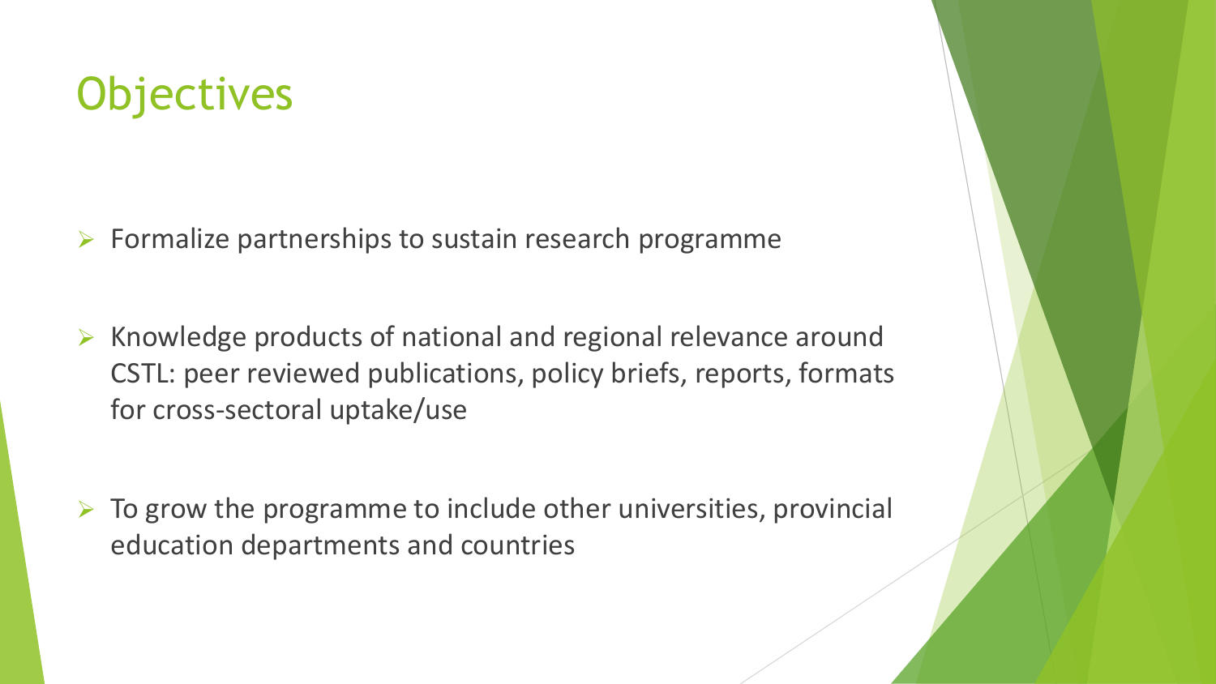# Objectives

- Formalize partnerships to sustain research programme
- Knowledge products of national and regional relevance around CSTL: peer reviewed publications, policy briefs, reports, formats for cross-sectoral uptake/use
- To grow the programme to include other universities, provincial education departments and countries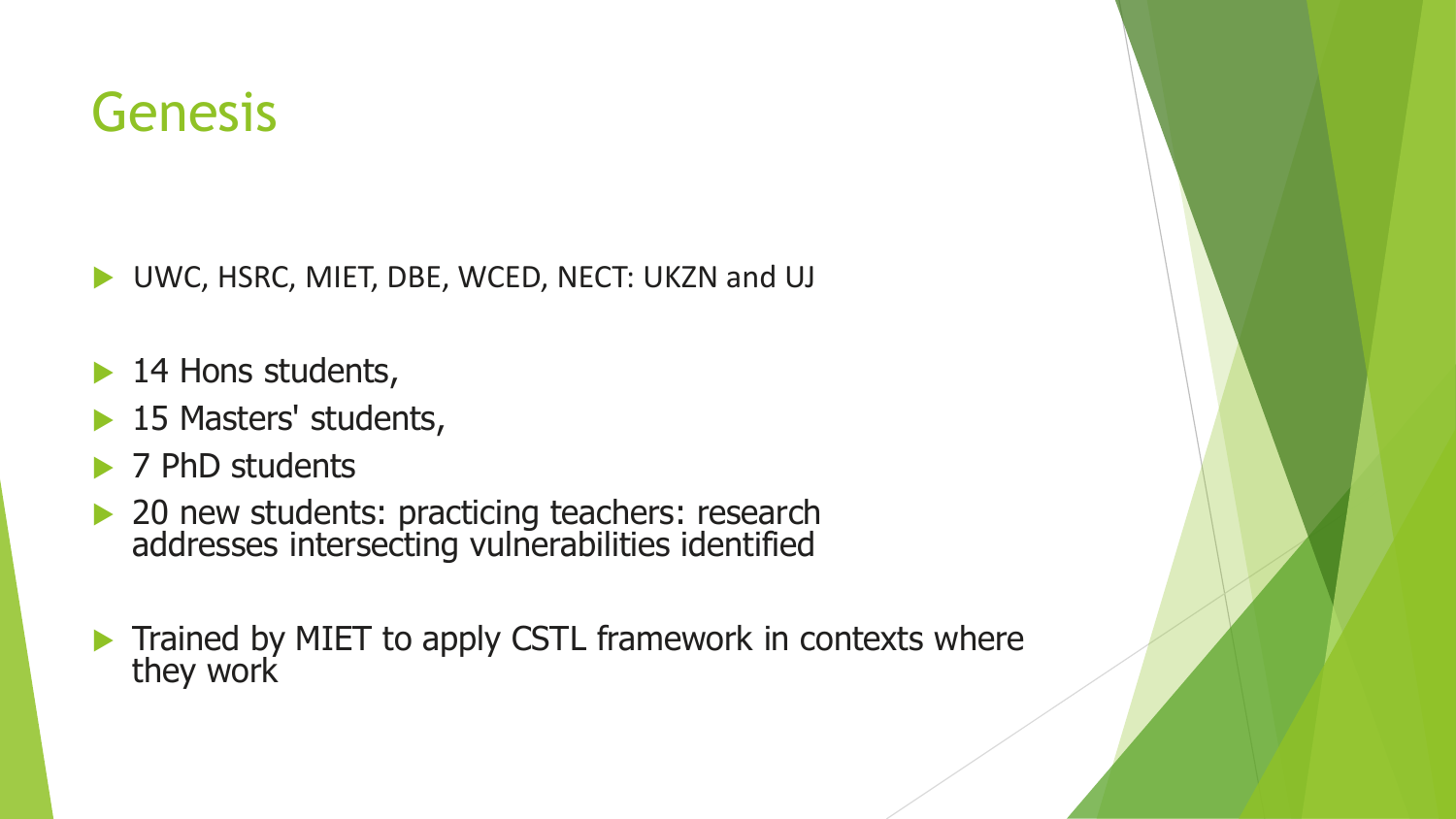# Genesis

- UWC, HSRC, MIET, DBE, WCED, NECT: UKZN and UJ

- 14 Hons students,
- 15 Masters' students,
- 7 PhD students
- 20 new students: practicing teachers: research addresses intersecting vulnerabilities identified

- Trained by MIET to apply CSTL framework in contexts where they work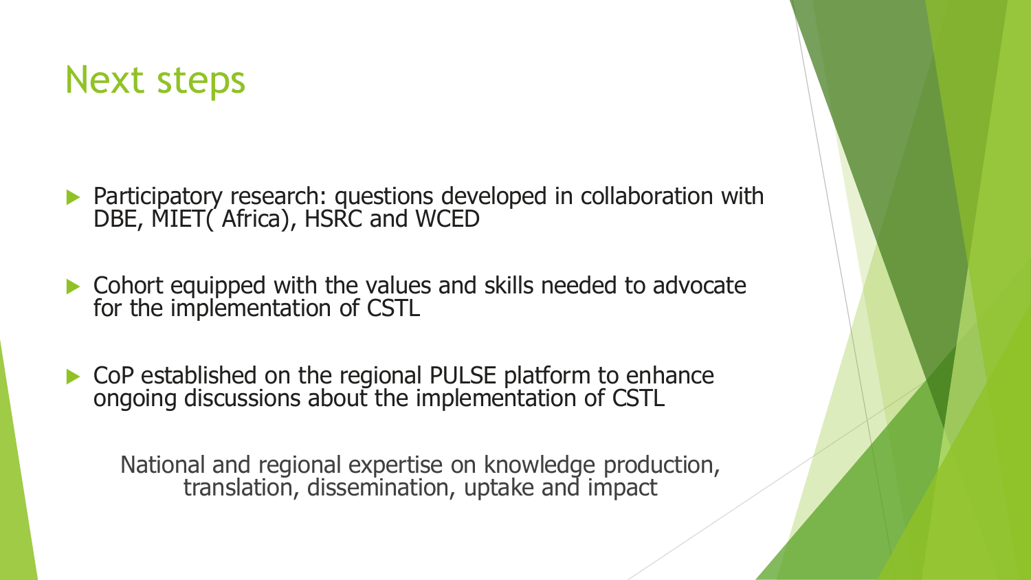# Next steps

- Participatory research: questions developed in collaboration with DBE, MIET( Africa), HSRC and WCED
- Cohort equipped with the values and skills needed to advocate for the implementation of CSTL
- CoP established on the regional PULSE platform to enhance ongoing discussions about the implementation of CSTL

National and regional expertise on knowledge production, translation, dissemination, uptake and impact